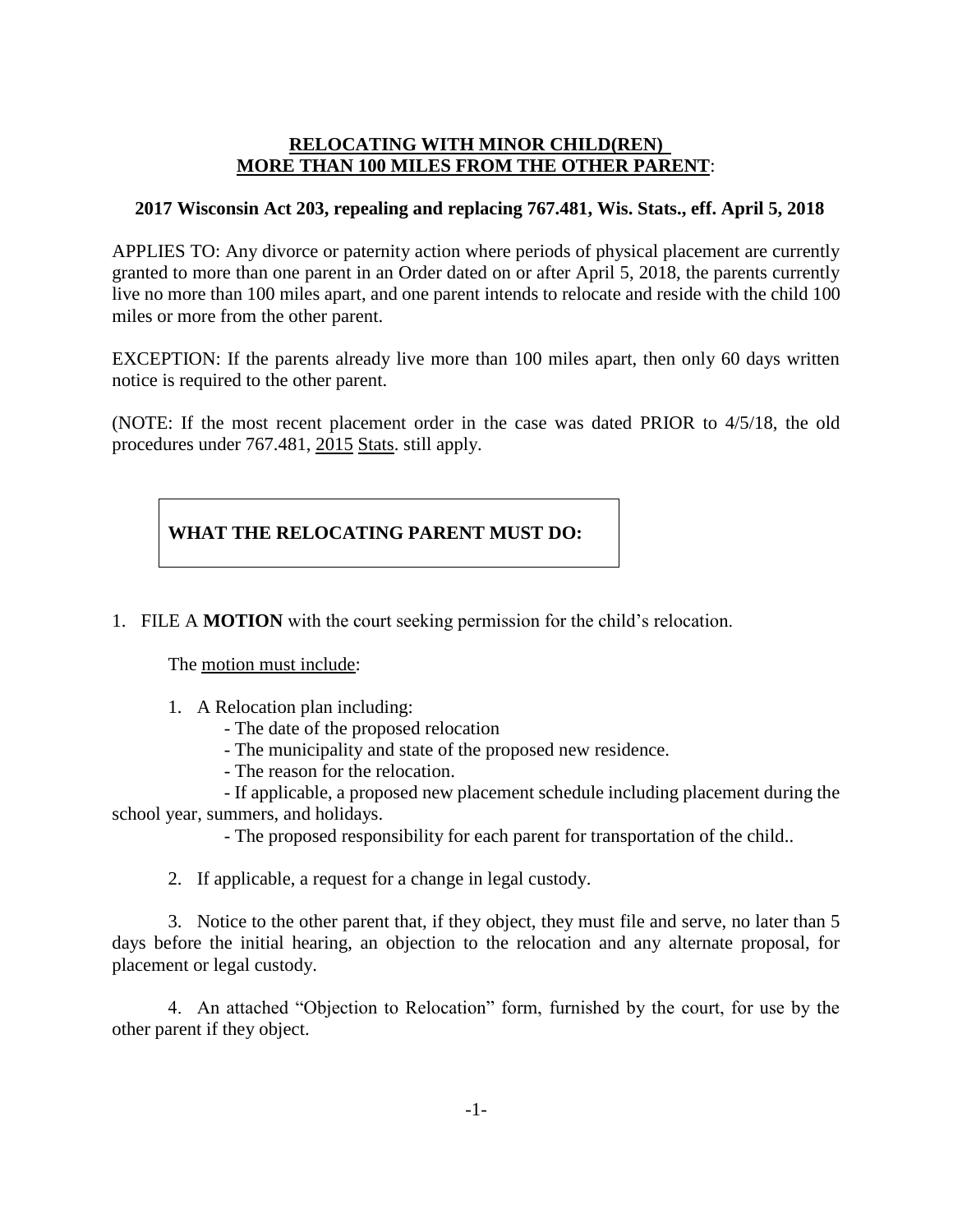# RELOCATING WITH MINOR CHILD(REN) MORE THAN 100 MILES FROM THE OTHER PARENT:

**2017 Wisconsin Act 203, repealing and replacing 767.481, Wis. Stats., eff. April 5, 2018**

APPLIES TO: Any divorce or paternity action where periods of physical placement are currently granted to more than one parent in an Order dated on or after April 5, 2018, the parents currently live no more than 100 miles apart, and one parent intends to relocate and reside with the child 100 miles or more from the other parent.

EXCEPTION: If the parents already live more than 100 miles apart, then only 60 days written notice is required to the other parent.

(NOTE: If the most recent placement order in the case was dated PRIOR to 4/5/18, the old procedures under 767.481, 2015 Stats. still apply.

## WHAT THE RELOCATING PARENT MUST DO:

1. FILE A **MOTION** with the court seeking permission for the child's relocation.

   The motion must include:

   1. A Relocation plan including:
      - The date of the proposed relocation
      - The municipality and state of the proposed new residence.
      - The reason for the relocation.
      - If applicable, a proposed new placement schedule including placement during the school year, summers, and holidays.
      - The proposed responsibility for each parent for transportation of the child..

   2. If applicable, a request for a change in legal custody.

   3. Notice to the other parent that, if they object, they must file and serve, no later than 5 days before the initial hearing, an objection to the relocation and any alternate proposal, for placement or legal custody.

   4. An attached "Objection to Relocation" form, furnished by the court, for use by the other parent if they object.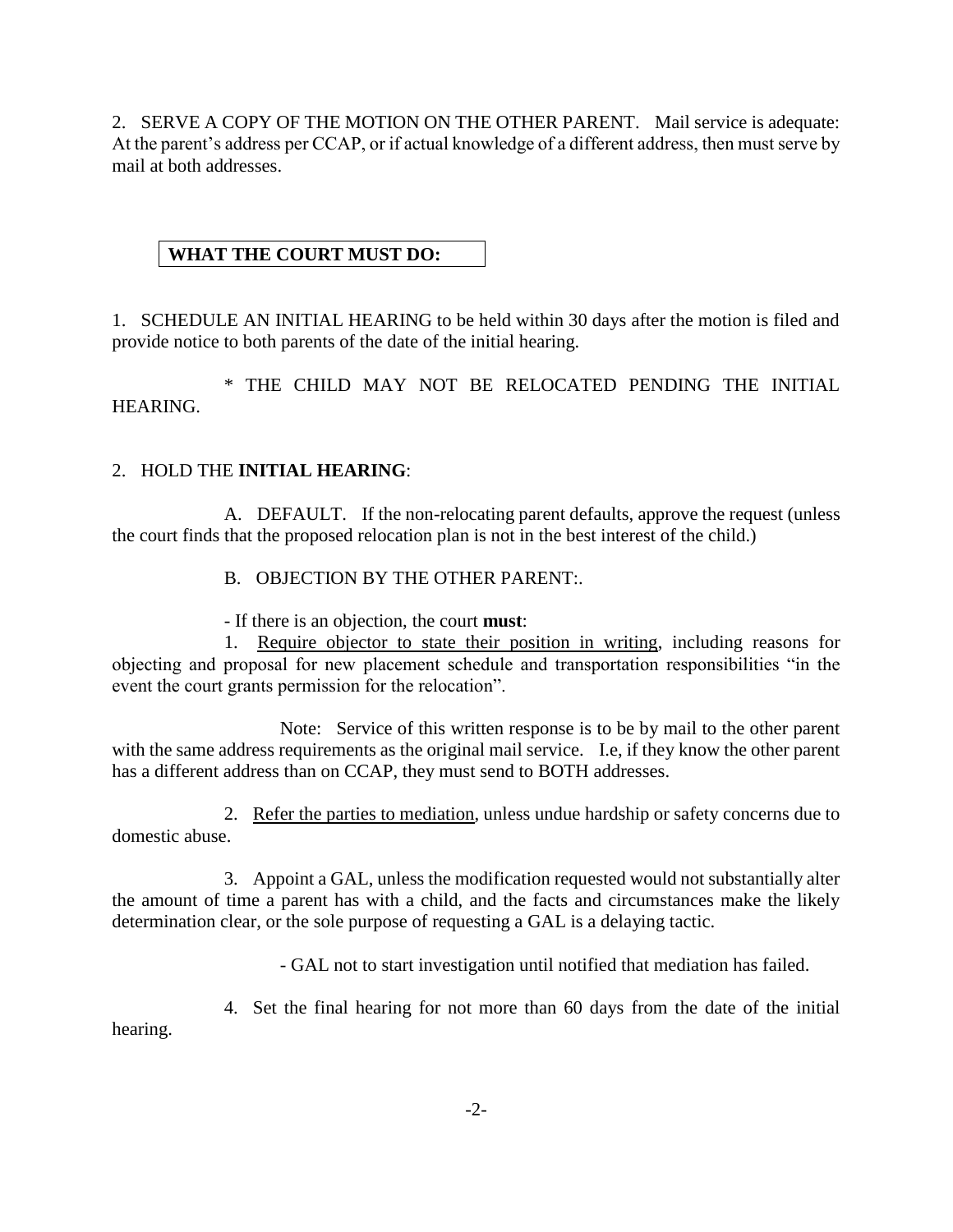2. SERVE A COPY OF THE MOTION ON THE OTHER PARENT. Mail service is adequate: At the parent's address per CCAP, or if actual knowledge of a different address, then must serve by mail at both addresses.

**WHAT THE COURT MUST DO:**

1. SCHEDULE AN INITIAL HEARING to be held within 30 days after the motion is filed and provide notice to both parents of the date of the initial hearing.

   * THE CHILD MAY NOT BE RELOCATED PENDING THE INITIAL HEARING.

2. HOLD THE **INITIAL HEARING**:

   A. DEFAULT. If the non-relocating parent defaults, approve the request (unless the court finds that the proposed relocation plan is not in the best interest of the child.)

   B. OBJECTION BY THE OTHER PARENT:.

   - If there is an objection, the court **must**:

   1. Require objector to state their position in writing, including reasons for objecting and proposal for new placement schedule and transportation responsibilities "in the event the court grants permission for the relocation".

      Note: Service of this written response is to be by mail to the other parent with the same address requirements as the original mail service. I.e, if they know the other parent has a different address than on CCAP, they must send to BOTH addresses.

   2. Refer the parties to mediation, unless undue hardship or safety concerns due to domestic abuse.

   3. Appoint a GAL, unless the modification requested would not substantially alter the amount of time a parent has with a child, and the facts and circumstances make the likely determination clear, or the sole purpose of requesting a GAL is a delaying tactic.

      - GAL not to start investigation until notified that mediation has failed.

   4. Set the final hearing for not more than 60 days from the date of the initial hearing.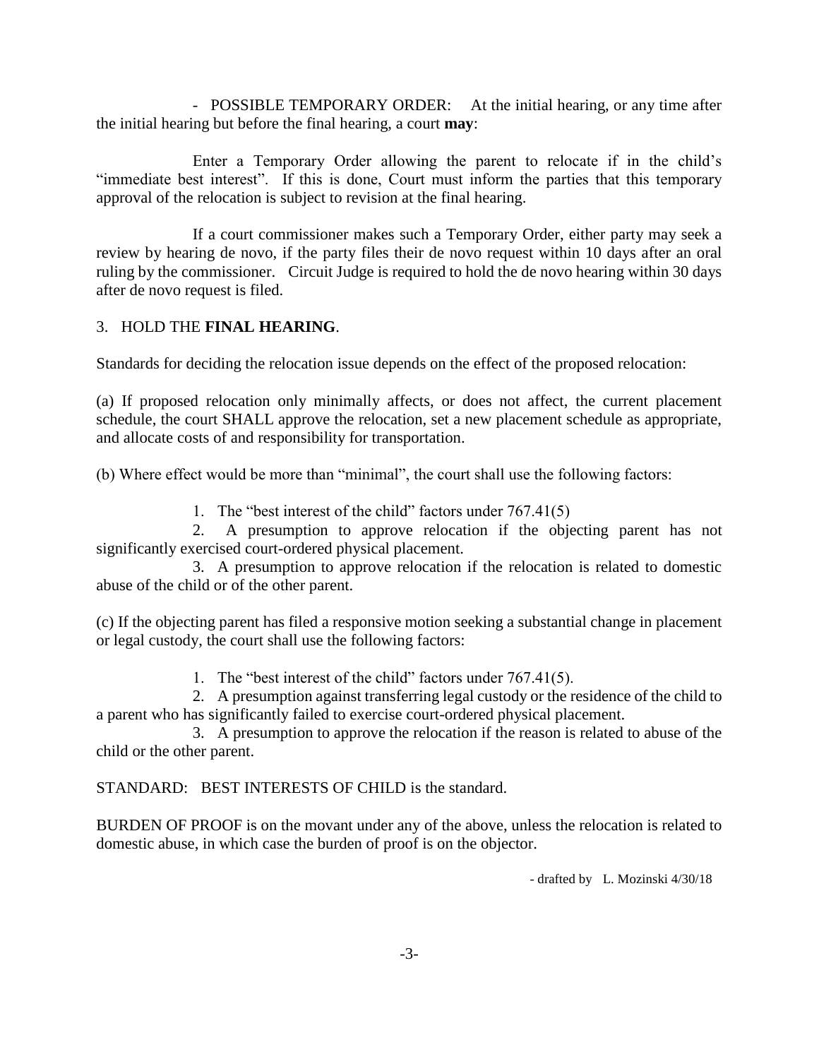- POSSIBLE TEMPORARY ORDER: At the initial hearing, or any time after the initial hearing but before the final hearing, a court **may**:

Enter a Temporary Order allowing the parent to relocate if in the child's "immediate best interest". If this is done, Court must inform the parties that this temporary approval of the relocation is subject to revision at the final hearing.

If a court commissioner makes such a Temporary Order, either party may seek a review by hearing de novo, if the party files their de novo request within 10 days after an oral ruling by the commissioner. Circuit Judge is required to hold the de novo hearing within 30 days after de novo request is filed.

3. HOLD THE **FINAL HEARING**.

Standards for deciding the relocation issue depends on the effect of the proposed relocation:

(a) If proposed relocation only minimally affects, or does not affect, the current placement schedule, the court SHALL approve the relocation, set a new placement schedule as appropriate, and allocate costs of and responsibility for transportation.

(b) Where effect would be more than "minimal", the court shall use the following factors:

1. The "best interest of the child" factors under 767.41(5)
2. A presumption to approve relocation if the objecting parent has not significantly exercised court-ordered physical placement.
3. A presumption to approve relocation if the relocation is related to domestic abuse of the child or of the other parent.

(c) If the objecting parent has filed a responsive motion seeking a substantial change in placement or legal custody, the court shall use the following factors:

1. The "best interest of the child" factors under 767.41(5).
2. A presumption against transferring legal custody or the residence of the child to a parent who has significantly failed to exercise court-ordered physical placement.
3. A presumption to approve the relocation if the reason is related to abuse of the child or the other parent.

STANDARD: BEST INTERESTS OF CHILD is the standard.

BURDEN OF PROOF is on the movant under any of the above, unless the relocation is related to domestic abuse, in which case the burden of proof is on the objector.

- drafted by L. Mozinski 4/30/18